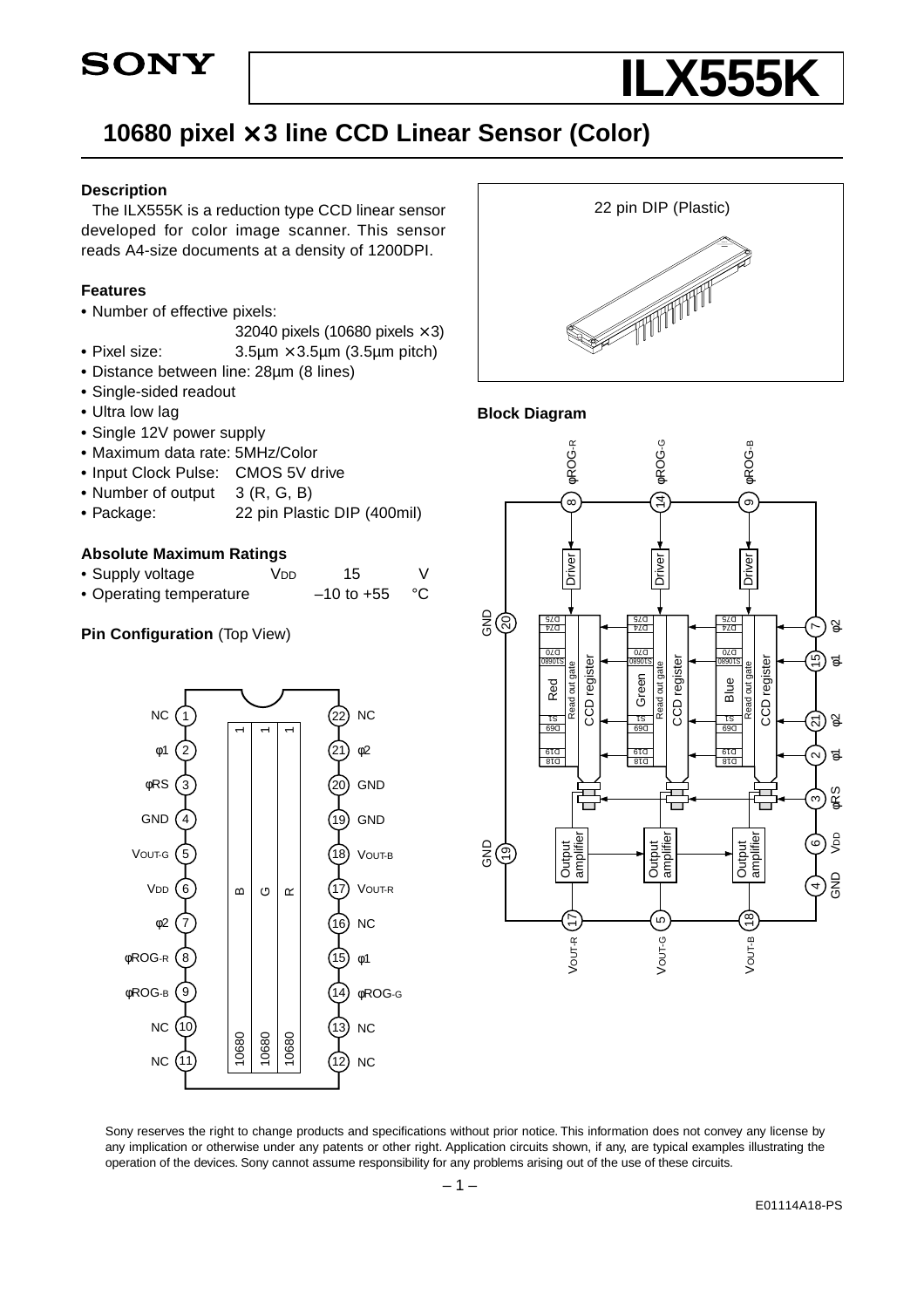SONY

# ILX555K

## 10680 pixel × 3 line CCD Linear Sensor (Color)

### Description

The ILX555K is a reduction type CCD linear sensor developed for color image scanner. This sensor reads A4-size documents at a density of 1200DPI.

### Features

- Number of effective pixels: 32040 pixels (10680 pixels × 3)
- Pixel size: 3.5µm × 3.5µm (3.5µm pitch)
- Distance between line: 28µm (8 lines)
- Single-sided readout
- Ultra low lag
- Single 12V power supply
- Maximum data rate: 5MHz/Color
- Input Clock Pulse: CMOS 5V drive
- Number of output 3 (R, G, B)
- Package: 22 pin Plastic DIP (400mil)

### Absolute Maximum Ratings

| | | | |
|---|---|---|---|
| • Supply voltage | $V_{DD}$ | 15 | V |
| • Operating temperature | | –10 to +55 | °C |

22 pin DIP (Plastic)

### Pin Configuration (Top View)

| Pin | Symbol | Pin | Symbol |
|---|---|---|---|
| 1 | NC | 22 | NC |
| 2 | φ1 | 21 | φ2 |
| 3 | φRS | 20 | GND |
| 4 | GND | 19 | GND |
| 5 | $V_{OUT-G}$ | 18 | $V_{OUT-B}$ |
| 6 | $V_{DD}$ | 17 | $V_{OUT-R}$ |
| 7 | φ2 | 16 | NC |
| 8 | φROG-R | 15 | φ1 |
| 9 | φROG-B | 14 | φROG-G |
| 10 | NC | 13 | NC |
| 11 | NC | 12 | NC |

### Block Diagram

Signals: φROG-R (8), φROG-G (14), φROG-B (9), GND (20), GND (19), φ2 (7), φ1 (15), φ2 (21), φ1 (2), φRS (3), $V_{DD}$ (6), GND (4), $V_{OUT-R}$ (17), $V_{OUT-G}$ (5), $V_{OUT-B}$ (18). Each color channel (Red, Green, Blue): Driver → Read out gate → CCD register (D18, D19, D69, S1 … S10680, D70, D74, D75) → Output amplifier.

Sony reserves the right to change products and specifications without prior notice. This information does not convey any license by any implication or otherwise under any patents or other right. Application circuits shown, if any, are typical examples illustrating the operation of the devices. Sony cannot assume responsibility for any problems arising out of the use of these circuits.

E01114A18-PS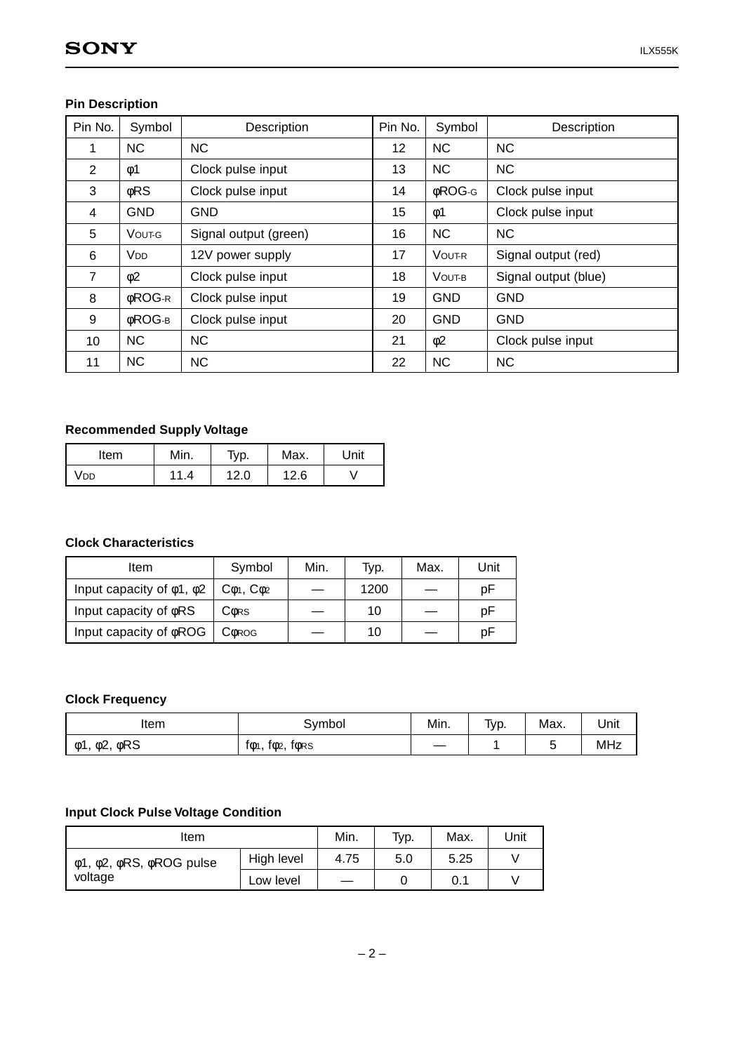### Pin Description

| Pin No. | Symbol | Description | Pin No. | Symbol | Description |
|---|---|---|---|---|---|
| 1 | NC | NC | 12 | NC | NC |
| 2 | φ1 | Clock pulse input | 13 | NC | NC |
| 3 | φRS | Clock pulse input | 14 | φROG-G | Clock pulse input |
| 4 | GND | GND | 15 | φ1 | Clock pulse input |
| 5 | VOUT-G | Signal output (green) | 16 | NC | NC |
| 6 | VDD | 12V power supply | 17 | VOUT-R | Signal output (red) |
| 7 | φ2 | Clock pulse input | 18 | VOUT-B | Signal output (blue) |
| 8 | φROG-R | Clock pulse input | 19 | GND | GND |
| 9 | φROG-B | Clock pulse input | 20 | GND | GND |
| 10 | NC | NC | 21 | φ2 | Clock pulse input |
| 11 | NC | NC | 22 | NC | NC |

### Recommended Supply Voltage

| Item | Min. | Typ. | Max. | Unit |
|---|---|---|---|---|
| VDD | 11.4 | 12.0 | 12.6 | V |

### Clock Characteristics

| Item | Symbol | Min. | Typ. | Max. | Unit |
|---|---|---|---|---|---|
| Input capacity of φ1, φ2 | Cφ1, Cφ2 | — | 1200 | — | pF |
| Input capacity of φRS | CφRS | — | 10 | — | pF |
| Input capacity of φROG | CφROG | — | 10 | — | pF |

### Clock Frequency

| Item | Symbol | Min. | Typ. | Max. | Unit |
|---|---|---|---|---|---|
| φ1, φ2, φRS | fφ1, fφ2, fφRS | — | 1 | 5 | MHz |

### Input Clock Pulse Voltage Condition

| Item | | Min. | Typ. | Max. | Unit |
|---|---|---|---|---|---|
| φ1, φ2, φRS, φROG pulse voltage | High level | 4.75 | 5.0 | 5.25 | V |
| | Low level | — | 0 | 0.1 | V |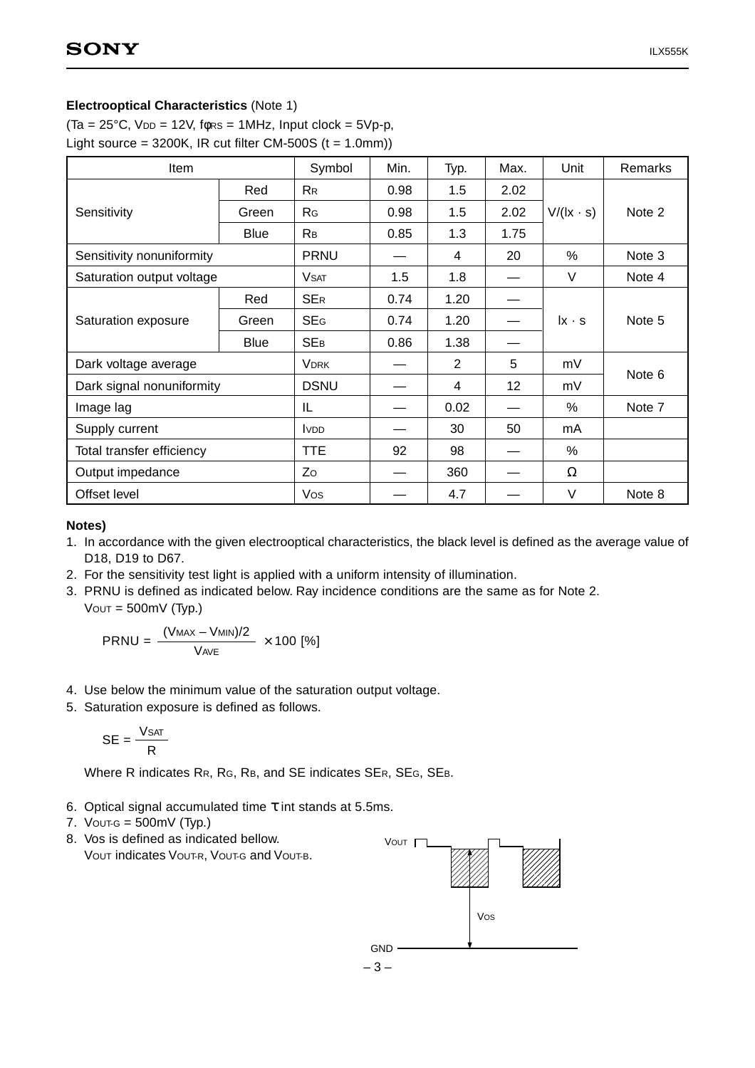**Electrooptical Characteristics** (Note 1)

($T_a$ = 25°C, $V_{DD}$ = 12V, $f\phi_{RS}$ = 1MHz, Input clock = 5Vp-p,
Light source = 3200K, IR cut filter CM-500S (t = 1.0mm))

| Item | | Symbol | Min. | Typ. | Max. | Unit | Remarks |
|---|---|---|---|---|---|---|---|
| Sensitivity | Red | $R_R$ | 0.98 | 1.5 | 2.02 | V/(lx · s) | Note 2 |
| | Green | $R_G$ | 0.98 | 1.5 | 2.02 | | |
| | Blue | $R_B$ | 0.85 | 1.3 | 1.75 | | |
| Sensitivity nonuniformity | | PRNU | — | 4 | 20 | % | Note 3 |
| Saturation output voltage | | $V_{SAT}$ | 1.5 | 1.8 | — | V | Note 4 |
| Saturation exposure | Red | $SE_R$ | 0.74 | 1.20 | — | lx · s | Note 5 |
| | Green | $SE_G$ | 0.74 | 1.20 | — | | |
| | Blue | $SE_B$ | 0.86 | 1.38 | — | | |
| Dark voltage average | | $V_{DRK}$ | — | 2 | 5 | mV | Note 6 |
| Dark signal nonuniformity | | DSNU | — | 4 | 12 | mV | |
| Image lag | | IL | — | 0.02 | — | % | Note 7 |
| Supply current | | $I_{VDD}$ | — | 30 | 50 | mA | |
| Total transfer efficiency | | TTE | 92 | 98 | — | % | |
| Output impedance | | $Z_O$ | — | 360 | — | Ω | |
| Offset level | | $V_{OS}$ | — | 4.7 | — | V | Note 8 |

**Notes)**

1. In accordance with the given electrooptical characteristics, the black level is defined as the average value of D18, D19 to D67.
2. For the sensitivity test light is applied with a uniform intensity of illumination.
3. PRNU is defined as indicated below. Ray incidence conditions are the same as for Note 2.
   $V_{OUT}$ = 500mV (Typ.)

$$PRNU = \frac{(V_{MAX} - V_{MIN})/2}{V_{AVE}} \times 100 \ [\%]$$

4. Use below the minimum value of the saturation output voltage.
5. Saturation exposure is defined as follows.

$$SE = \frac{V_{SAT}}{R}$$

   Where R indicates $R_R$, $R_G$, $R_B$, and SE indicates $SE_R$, $SE_G$, $SE_B$.

6. Optical signal accumulated time $\tau$ int stands at 5.5ms.
7. $V_{OUT-G}$ = 500mV (Typ.)
8. Vos is defined as indicated bellow.
   $V_{OUT}$ indicates $V_{OUT-R}$, $V_{OUT-G}$ and $V_{OUT-B}$.

VOUT

VOS

GND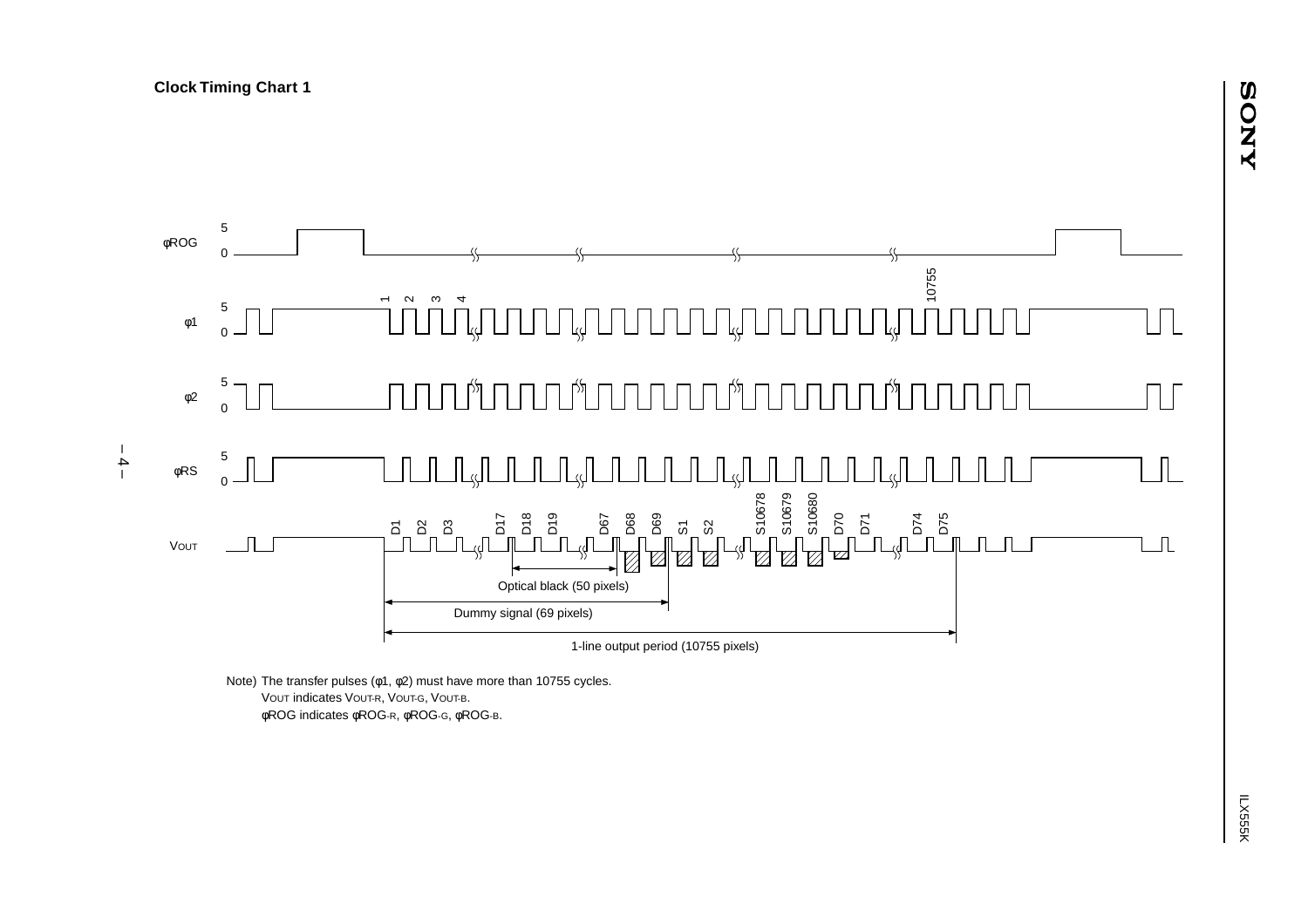**Clock Timing Chart 1**

φROG

φ1

φ2

φRS

VOUT

1 2 3 4 10755

D1 D2 D3 D17 D18 D19 D67 D68 D69 S1 S2 S10678 S10679 S10680 D70 D71 D74 D75

Optical black (50 pixels)

Dummy signal (69 pixels)

1-line output period (10755 pixels)

Note) The transfer pulses (φ1, φ2) must have more than 10755 cycles.
VOUT indicates VOUT-R, VOUT-G, VOUT-B.
φROG indicates φROG-R, φROG-G, φROG-B.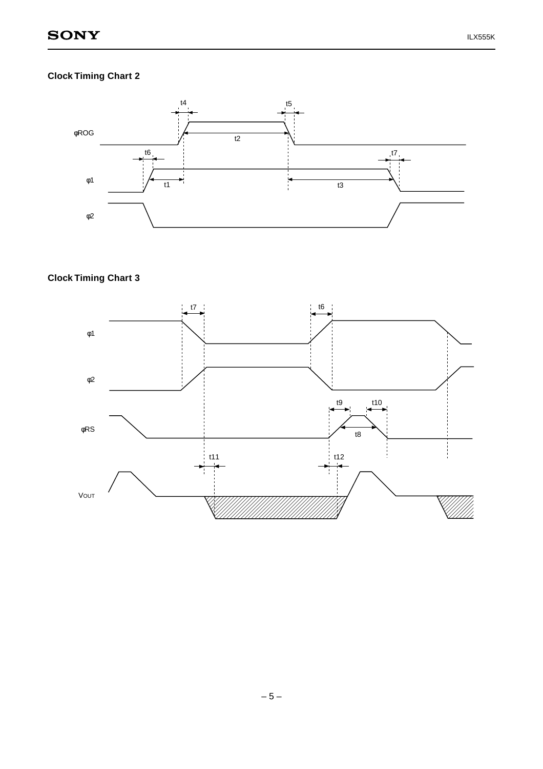### Clock Timing Chart 2

φROG

t4 t5 t2

φ1

t6 t7 t1 t3

φ2

### Clock Timing Chart 3

φ1

t7 t6

φ2

φRS

t9 t10 t8

VOUT

t11 t12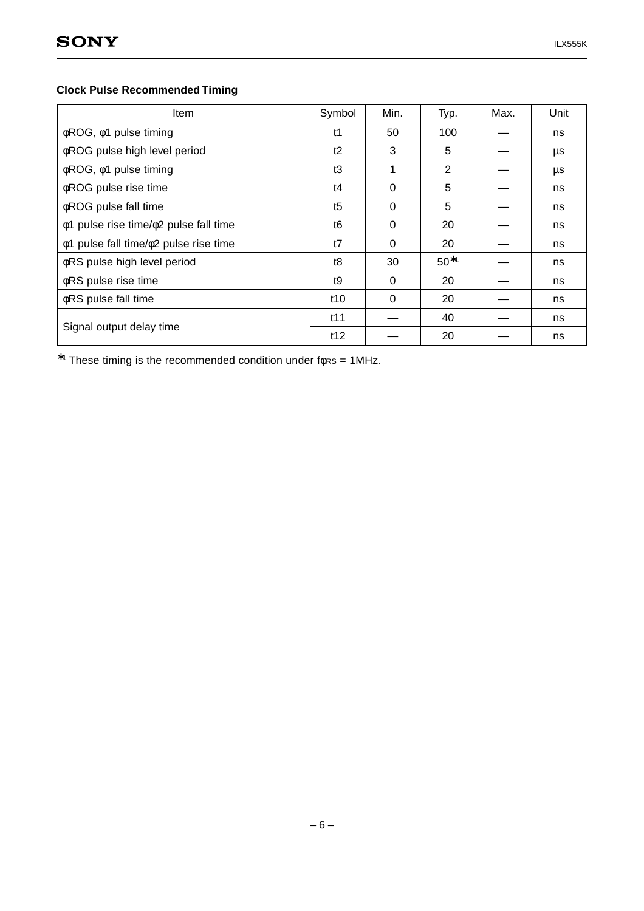**Clock Pulse Recommended Timing**

| Item | Symbol | Min. | Typ. | Max. | Unit |
|---|---|---|---|---|---|
| φROG, φ1 pulse timing | t1 | 50 | 100 | — | ns |
| φROG pulse high level period | t2 | 3 | 5 | — | µs |
| φROG, φ1 pulse timing | t3 | 1 | 2 | — | µs |
| φROG pulse rise time | t4 | 0 | 5 | — | ns |
| φROG pulse fall time | t5 | 0 | 5 | — | ns |
| φ1 pulse rise time/φ2 pulse fall time | t6 | 0 | 20 | — | ns |
| φ1 pulse fall time/φ2 pulse rise time | t7 | 0 | 20 | — | ns |
| φRS pulse high level period | t8 | 30 | 50*1 | — | ns |
| φRS pulse rise time | t9 | 0 | 20 | — | ns |
| φRS pulse fall time | t10 | 0 | 20 | — | ns |
| Signal output delay time | t11 | — | 40 | — | ns |
| | t12 | — | 20 | — | ns |

*1 These timing is the recommended condition under $f_{\phi RS}$ = 1MHz.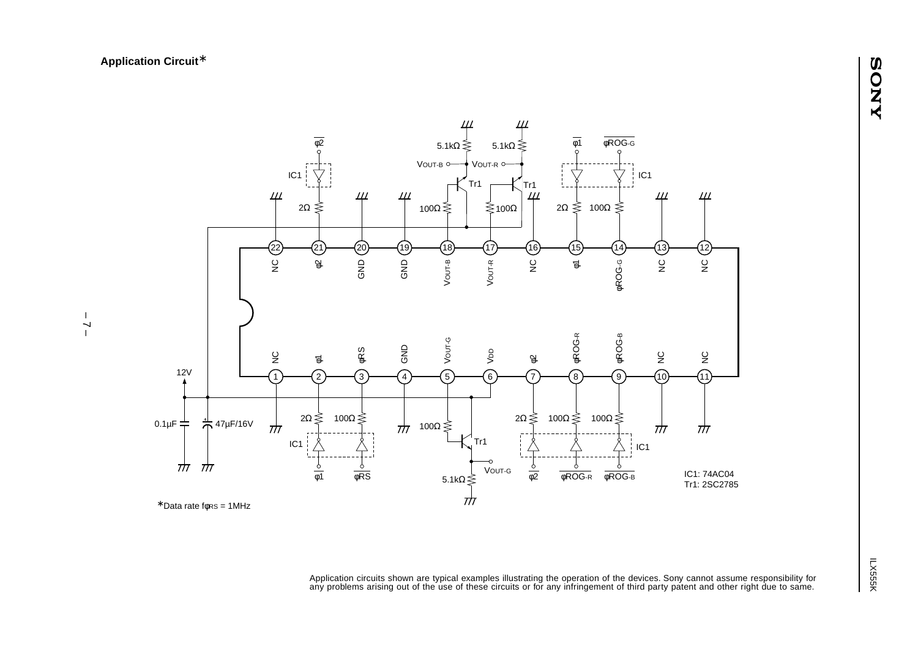## Application Circuit*

IC1: 74AC04
Tr1: 2SC2785

*Data rate fφRS = 1MHz

Application circuits shown are typical examples illustrating the operation of the devices. Sony cannot assume responsibility for any problems arising out of the use of these circuits or for any infringement of third party patent and other right due to same.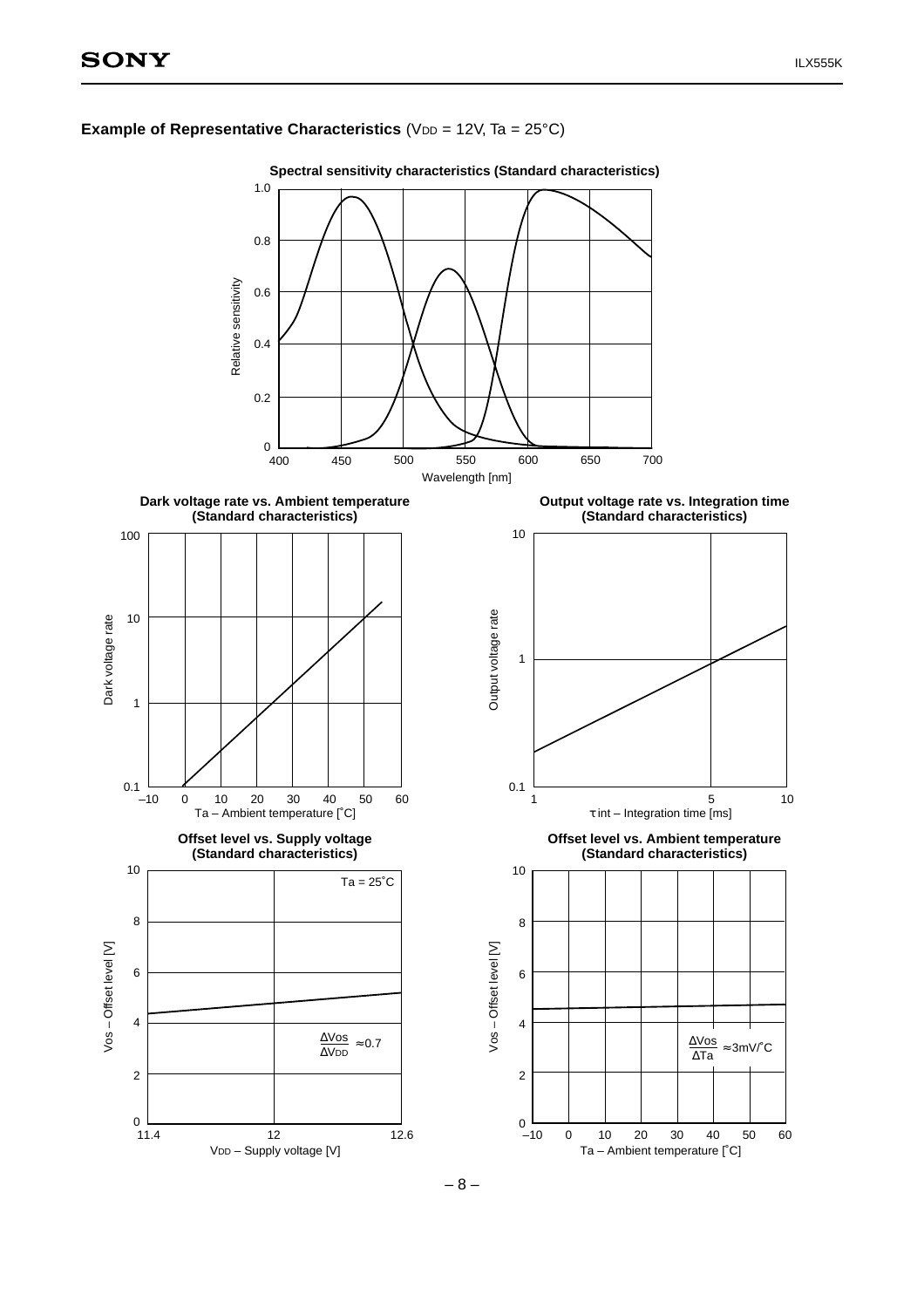**Example of Representative Characteristics** ($V_{DD}$ = 12V, Ta = 25°C)

**Spectral sensitivity characteristics (Standard characteristics)**

Relative sensitivity

Wavelength [nm]

**Dark voltage rate vs. Ambient temperature (Standard characteristics)**

Dark voltage rate

Ta – Ambient temperature [°C]

**Output voltage rate vs. Integration time (Standard characteristics)**

Output voltage rate

τ int – Integration time [ms]

**Offset level vs. Supply voltage (Standard characteristics)**

Ta = 25°C

$\frac{\Delta Vos}{\Delta V_{DD}} \approx 0.7$

Vos – Offset level [V]

$V_{DD}$ – Supply voltage [V]

**Offset level vs. Ambient temperature (Standard characteristics)**

$\frac{\Delta Vos}{\Delta Ta} \approx 3mV/°C$

Vos – Offset level [V]

Ta – Ambient temperature [°C]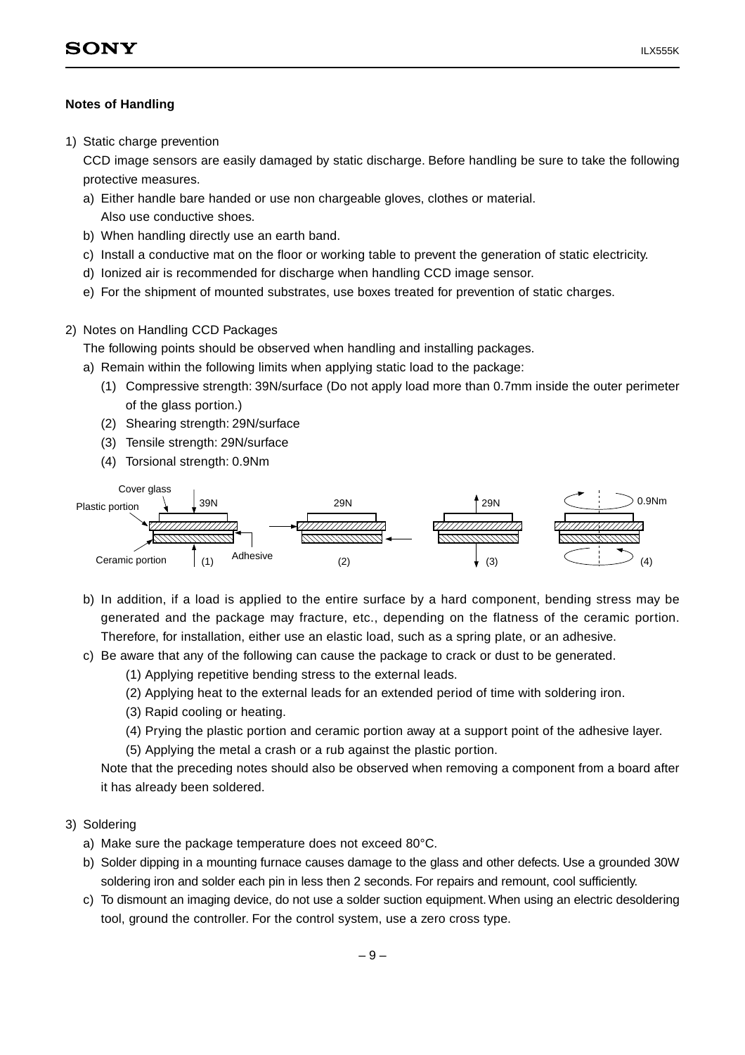**Notes of Handling**

1) Static charge prevention

   CCD image sensors are easily damaged by static discharge. Before handling be sure to take the following protective measures.

   a) Either handle bare handed or use non chargeable gloves, clothes or material.
      Also use conductive shoes.
   b) When handling directly use an earth band.
   c) Install a conductive mat on the floor or working table to prevent the generation of static electricity.
   d) Ionized air is recommended for discharge when handling CCD image sensor.
   e) For the shipment of mounted substrates, use boxes treated for prevention of static charges.

2) Notes on Handling CCD Packages

   The following points should be observed when handling and installing packages.

   a) Remain within the following limits when applying static load to the package:
      (1) Compressive strength: 39N/surface (Do not apply load more than 0.7mm inside the outer perimeter of the glass portion.)
      (2) Shearing strength: 29N/surface
      (3) Tensile strength: 29N/surface
      (4) Torsional strength: 0.9Nm

   Cover glass, Plastic portion, Ceramic portion, Adhesive — (1) 39N, (2) 29N, (3) 29N, (4) 0.9Nm

   b) In addition, if a load is applied to the entire surface by a hard component, bending stress may be generated and the package may fracture, etc., depending on the flatness of the ceramic portion. Therefore, for installation, either use an elastic load, such as a spring plate, or an adhesive.
   c) Be aware that any of the following can cause the package to crack or dust to be generated.
      (1) Applying repetitive bending stress to the external leads.
      (2) Applying heat to the external leads for an extended period of time with soldering iron.
      (3) Rapid cooling or heating.
      (4) Prying the plastic portion and ceramic portion away at a support point of the adhesive layer.
      (5) Applying the metal a crash or a rub against the plastic portion.

      Note that the preceding notes should also be observed when removing a component from a board after it has already been soldered.

3) Soldering

   a) Make sure the package temperature does not exceed 80°C.
   b) Solder dipping in a mounting furnace causes damage to the glass and other defects. Use a grounded 30W soldering iron and solder each pin in less then 2 seconds. For repairs and remount, cool sufficiently.
   c) To dismount an imaging device, do not use a solder suction equipment. When using an electric desoldering tool, ground the controller. For the control system, use a zero cross type.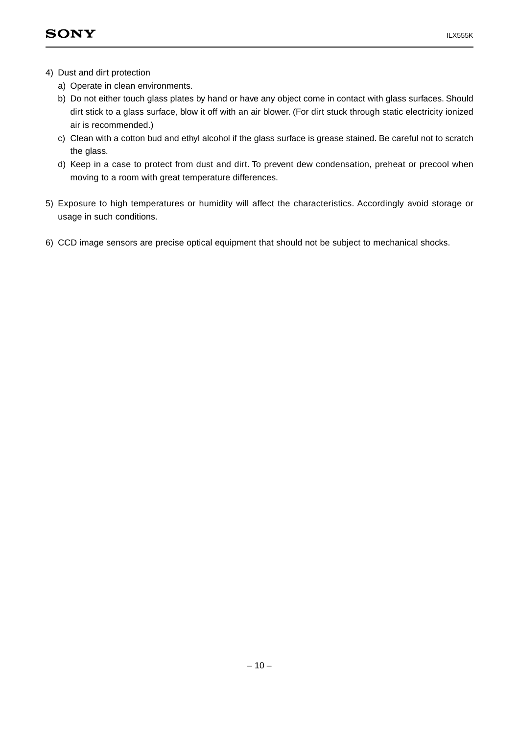4) Dust and dirt protection
   a) Operate in clean environments.
   b) Do not either touch glass plates by hand or have any object come in contact with glass surfaces. Should dirt stick to a glass surface, blow it off with an air blower. (For dirt stuck through static electricity ionized air is recommended.)
   c) Clean with a cotton bud and ethyl alcohol if the glass surface is grease stained. Be careful not to scratch the glass.
   d) Keep in a case to protect from dust and dirt. To prevent dew condensation, preheat or precool when moving to a room with great temperature differences.

5) Exposure to high temperatures or humidity will affect the characteristics. Accordingly avoid storage or usage in such conditions.

6) CCD image sensors are precise optical equipment that should not be subject to mechanical shocks.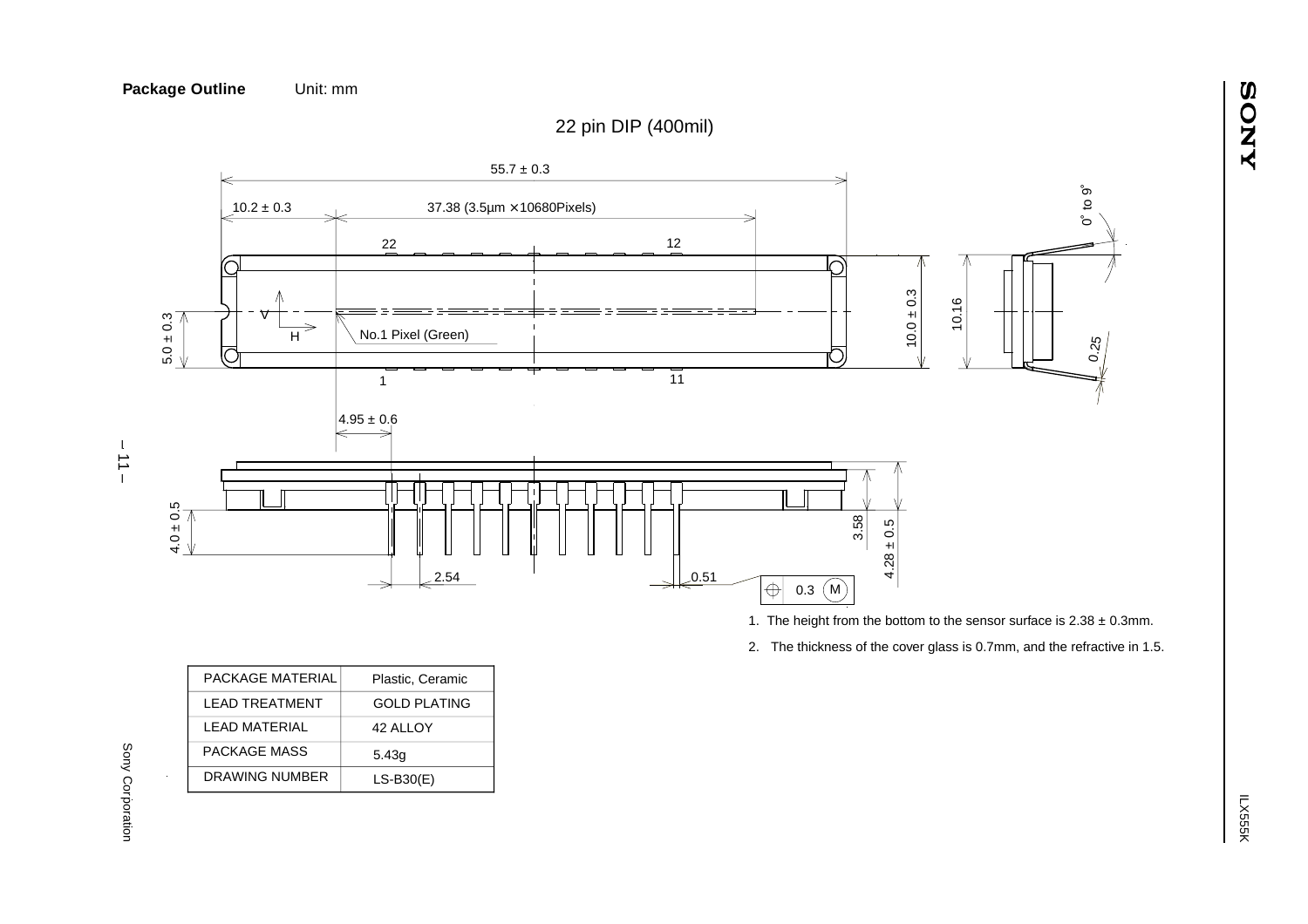**Package Outline** Unit: mm

22 pin DIP (400mil)

55.7 ± 0.3

10.2 ± 0.3

37.38 (3.5µm ×10680Pixels)

22

12

1

11

V

H

No.1 Pixel (Green)

5.0 ± 0.3

10.0 ± 0.3

10.16

0° to 9°

0.25

4.95 ± 0.6

4.0 ± 0.5

2.54

0.51

3.58

4.28 ± 0.5

⊕ 0.3 Ⓜ

1. The height from the bottom to the sensor surface is 2.38 ± 0.3mm.
2. The thickness of the cover glass is 0.7mm, and the refractive in 1.5.

| | |
|---|---|
| PACKAGE MATERIAL | Plastic, Ceramic |
| LEAD TREATMENT | GOLD PLATING |
| LEAD MATERIAL | 42 ALLOY |
| PACKAGE MASS | 5.43g |
| DRAWING NUMBER | LS-B30(E) |